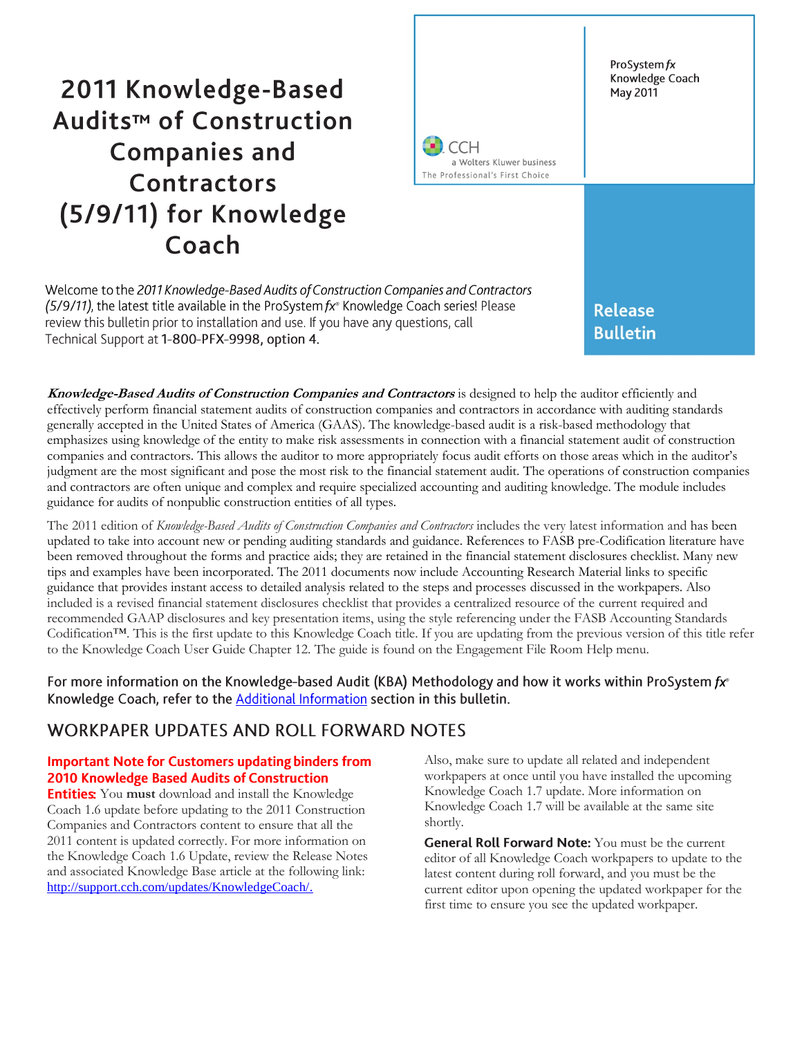# 2011 Knowledge-Based Audits™ of Construction Companies and Contractors (5/9/11) for Knowledge Coach

ProSystem *fx*
Knowledge Coach
May 2011

CCH
a Wolters Kluwer business
The Professional's First Choice

**Release Bulletin**

Welcome to the *2011 Knowledge-Based Audits of Construction Companies and Contractors (5/9/11)*, the latest title available in the ProSystem *fx*® Knowledge Coach series! Please review this bulletin prior to installation and use. If you have any questions, call Technical Support at **1-800-PFX-9998, option 4**.

***Knowledge-Based Audits of Construction Companies and Contractors*** is designed to help the auditor efficiently and effectively perform financial statement audits of construction companies and contractors in accordance with auditing standards generally accepted in the United States of America (GAAS). The knowledge-based audit is a risk-based methodology that emphasizes using knowledge of the entity to make risk assessments in connection with a financial statement audit of construction companies and contractors. This allows the auditor to more appropriately focus audit efforts on those areas which in the auditor's judgment are the most significant and pose the most risk to the financial statement audit. The operations of construction companies and contractors are often unique and complex and require specialized accounting and auditing knowledge. The module includes guidance for audits of nonpublic construction entities of all types.

The 2011 edition of *Knowledge-Based Audits of Construction Companies and Contractors* includes the very latest information and has been updated to take into account new or pending auditing standards and guidance. References to FASB pre-Codification literature have been removed throughout the forms and practice aids; they are retained in the financial statement disclosures checklist. Many new tips and examples have been incorporated. The 2011 documents now include Accounting Research Material links to specific guidance that provides instant access to detailed analysis related to the steps and processes discussed in the workpapers. Also included is a revised financial statement disclosures checklist that provides a centralized resource of the current required and recommended GAAP disclosures and key presentation items, using the style referencing under the FASB Accounting Standards Codification™. This is the first update to this Knowledge Coach title. If you are updating from the previous version of this title refer to the Knowledge Coach User Guide Chapter 12. The guide is found on the Engagement File Room Help menu.

For more information on the Knowledge-based Audit (KBA) Methodology and how it works within ProSystem *fx*® Knowledge Coach, refer to the Additional Information section in this bulletin.

## WORKPAPER UPDATES AND ROLL FORWARD NOTES

**Important Note for Customers updating binders from 2010 Knowledge Based Audits of Construction Entities:** You **must** download and install the Knowledge Coach 1.6 update before updating to the 2011 Construction Companies and Contractors content to ensure that all the 2011 content is updated correctly. For more information on the Knowledge Coach 1.6 Update, review the Release Notes and associated Knowledge Base article at the following link: http://support.cch.com/updates/KnowledgeCoach/.

Also, make sure to update all related and independent workpapers at once until you have installed the upcoming Knowledge Coach 1.7 update. More information on Knowledge Coach 1.7 will be available at the same site shortly.

**General Roll Forward Note:** You must be the current editor of all Knowledge Coach workpapers to update to the latest content during roll forward, and you must be the current editor upon opening the updated workpaper for the first time to ensure you see the updated workpaper.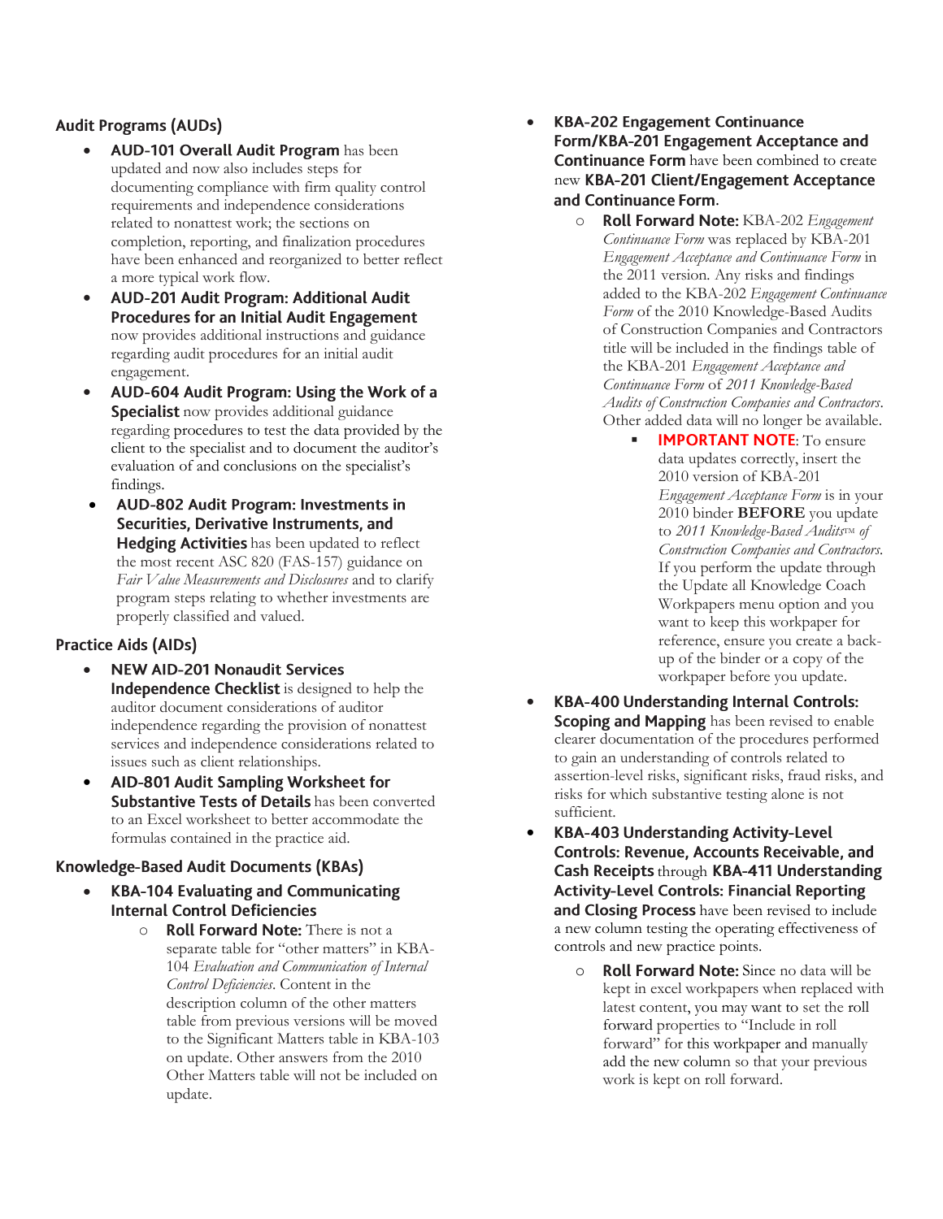## Audit Programs (AUDs)

- **AUD-101 Overall Audit Program** has been updated and now also includes steps for documenting compliance with firm quality control requirements and independence considerations related to nonattest work; the sections on completion, reporting, and finalization procedures have been enhanced and reorganized to better reflect a more typical work flow.
- **AUD-201 Audit Program: Additional Audit Procedures for an Initial Audit Engagement** now provides additional instructions and guidance regarding audit procedures for an initial audit engagement.
- **AUD-604 Audit Program: Using the Work of a Specialist** now provides additional guidance regarding procedures to test the data provided by the client to the specialist and to document the auditor's evaluation of and conclusions on the specialist's findings.
- **AUD-802 Audit Program: Investments in Securities, Derivative Instruments, and Hedging Activities** has been updated to reflect the most recent ASC 820 (FAS-157) guidance on *Fair Value Measurements and Disclosures* and to clarify program steps relating to whether investments are properly classified and valued.

## Practice Aids (AIDs)

- **NEW AID-201 Nonaudit Services Independence Checklist** is designed to help the auditor document considerations of auditor independence regarding the provision of nonattest services and independence considerations related to issues such as client relationships.
- **AID-801 Audit Sampling Worksheet for Substantive Tests of Details** has been converted to an Excel worksheet to better accommodate the formulas contained in the practice aid.

## Knowledge-Based Audit Documents (KBAs)

- **KBA-104 Evaluating and Communicating Internal Control Deficiencies**
  - **Roll Forward Note:** There is not a separate table for "other matters" in KBA-104 *Evaluation and Communication of Internal Control Deficiencies*. Content in the description column of the other matters table from previous versions will be moved to the Significant Matters table in KBA-103 on update. Other answers from the 2010 Other Matters table will not be included on update.
- **KBA-202 Engagement Continuance Form/KBA-201 Engagement Acceptance and Continuance Form** have been combined to create new **KBA-201 Client/Engagement Acceptance and Continuance Form**.
  - **Roll Forward Note:** KBA-202 *Engagement Continuance Form* was replaced by KBA-201 *Engagement Acceptance and Continuance Form* in the 2011 version. Any risks and findings added to the KBA-202 *Engagement Continuance Form* of the 2010 Knowledge-Based Audits of Construction Companies and Contractors title will be included in the findings table of the KBA-201 *Engagement Acceptance and Continuance Form* of *2011 Knowledge-Based Audits of Construction Companies and Contractors*. Other added data will no longer be available.
    - **IMPORTANT NOTE**: To ensure data updates correctly, insert the 2010 version of KBA-201 *Engagement Acceptance Form* is in your 2010 binder **BEFORE** you update to *2011 Knowledge-Based Audits™ of Construction Companies and Contractors*. If you perform the update through the Update all Knowledge Coach Workpapers menu option and you want to keep this workpaper for reference, ensure you create a back-up of the binder or a copy of the workpaper before you update.
- **KBA-400 Understanding Internal Controls: Scoping and Mapping** has been revised to enable clearer documentation of the procedures performed to gain an understanding of controls related to assertion-level risks, significant risks, fraud risks, and risks for which substantive testing alone is not sufficient.
- **KBA-403 Understanding Activity-Level Controls: Revenue, Accounts Receivable, and Cash Receipts** through **KBA-411 Understanding Activity-Level Controls: Financial Reporting and Closing Process** have been revised to include a new column testing the operating effectiveness of controls and new practice points.
  - **Roll Forward Note:** Since no data will be kept in excel workpapers when replaced with latest content, you may want to set the roll forward properties to "Include in roll forward" for this workpaper and manually add the new column so that your previous work is kept on roll forward.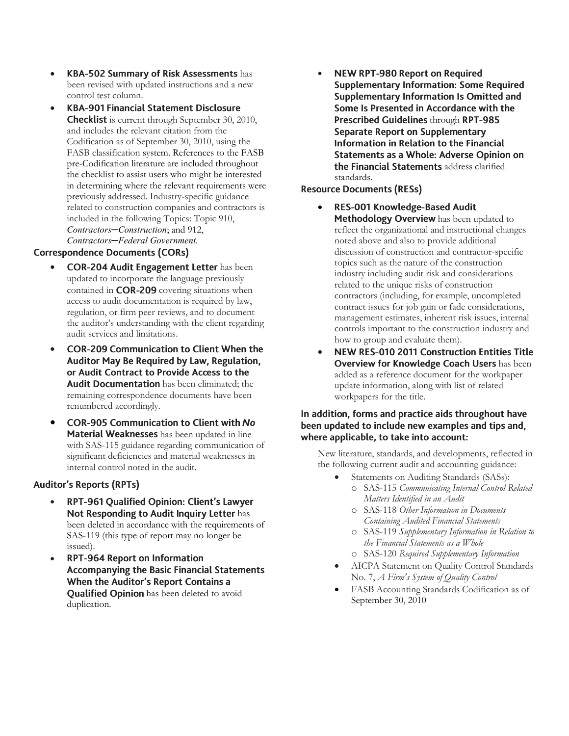- **KBA-502 Summary of Risk Assessments** has been revised with updated instructions and a new control test column.
- **KBA-901 Financial Statement Disclosure Checklist** is current through September 30, 2010, and includes the relevant citation from the Codification as of September 30, 2010, using the FASB classification system. References to the FASB pre-Codification literature are included throughout the checklist to assist users who might be interested in determining where the relevant requirements were previously addressed. Industry-specific guidance related to construction companies and contractors is included in the following Topics: Topic 910, *Contractors—Construction*; and 912, *Contractors—Federal Government.*

### Correspondence Documents (CORs)

- **COR-204 Audit Engagement Letter** has been updated to incorporate the language previously contained in **COR-209** covering situations when access to audit documentation is required by law, regulation, or firm peer reviews, and to document the auditor's understanding with the client regarding audit services and limitations.
- **COR-209 Communication to Client When the Auditor May Be Required by Law, Regulation, or Audit Contract to Provide Access to the Audit Documentation** has been eliminated; the remaining correspondence documents have been renumbered accordingly.
- **COR-905 Communication to Client with *No* Material Weaknesses** has been updated in line with SAS-115 guidance regarding communication of significant deficiencies and material weaknesses in internal control noted in the audit.

### Auditor's Reports (RPTs)

- **RPT-961 Qualified Opinion: Client's Lawyer Not Responding to Audit Inquiry Letter** has been deleted in accordance with the requirements of SAS-119 (this type of report may no longer be issued).
- **RPT-964 Report on Information Accompanying the Basic Financial Statements When the Auditor's Report Contains a Qualified Opinion** has been deleted to avoid duplication.
- **NEW RPT-980 Report on Required Supplementary Information: Some Required Supplementary Information Is Omitted and Some Is Presented in Accordance with the Prescribed Guidelines** through **RPT-985 Separate Report on Supplementary Information in Relation to the Financial Statements as a Whole: Adverse Opinion on the Financial Statements** address clarified standards.

### Resource Documents (RESs)

- **RES-001 Knowledge-Based Audit Methodology Overview** has been updated to reflect the organizational and instructional changes noted above and also to provide additional discussion of construction and contractor-specific topics such as the nature of the construction industry including audit risk and considerations related to the unique risks of construction contractors (including, for example, uncompleted contract issues for job gain or fade considerations, management estimates, inherent risk issues, internal controls important to the construction industry and how to group and evaluate them).
- **NEW RES-010 2011 Construction Entities Title Overview for Knowledge Coach Users** has been added as a reference document for the workpaper update information, along with list of related workpapers for the title.

### In addition, forms and practice aids throughout have been updated to include new examples and tips and, where applicable, to take into account:

New literature, standards, and developments, reflected in the following current audit and accounting guidance:

- Statements on Auditing Standards (SASs):
  - SAS-115 *Communicating Internal Control Related Matters Identified in an Audit*
  - SAS-118 *Other Information in Documents Containing Audited Financial Statements*
  - SAS-119 *Supplementary Information in Relation to the Financial Statements as a Whole*
  - SAS-120 *Required Supplementary Information*
- AICPA Statement on Quality Control Standards No. 7, *A Firm's System of Quality Control*
- FASB Accounting Standards Codification as of September 30, 2010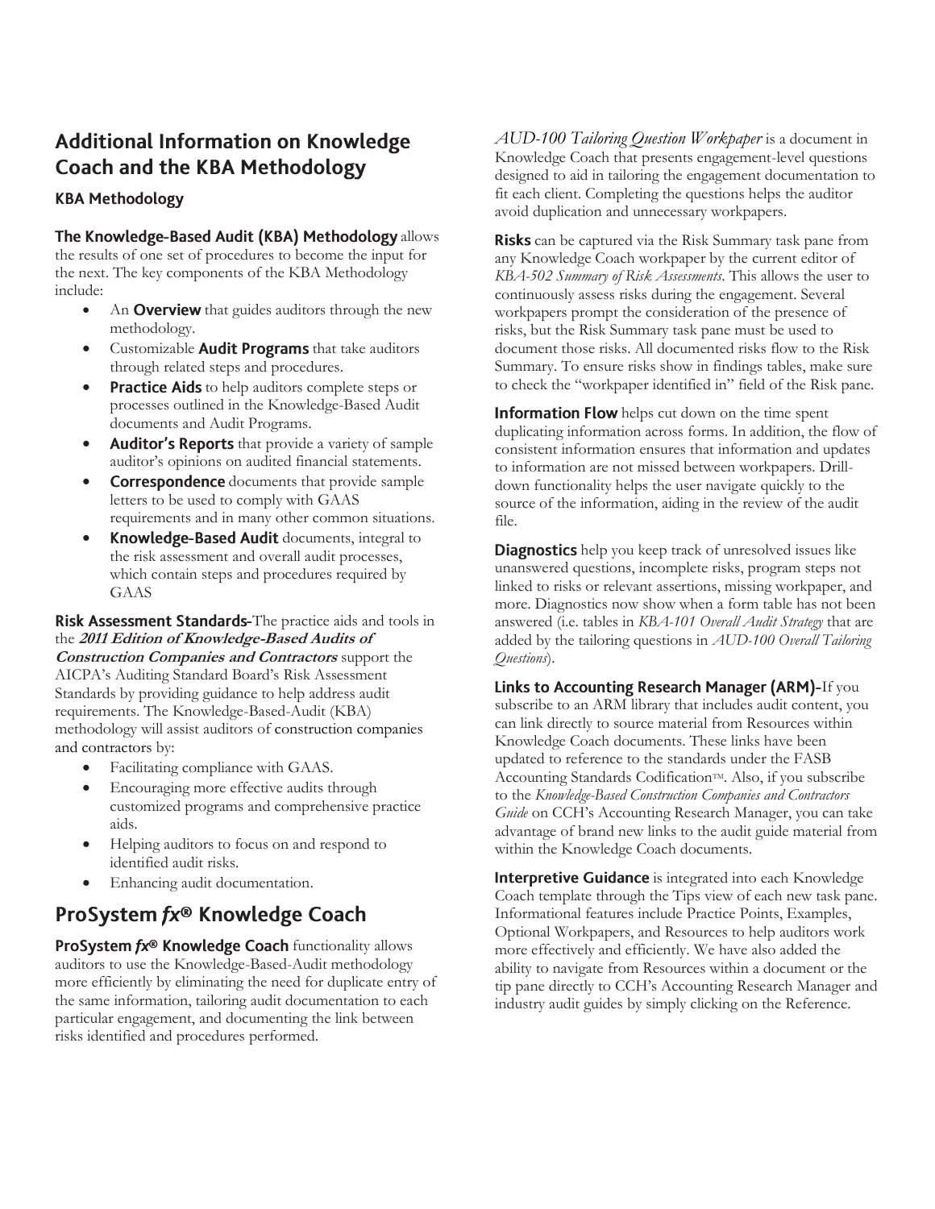## Additional Information on Knowledge Coach and the KBA Methodology

### KBA Methodology

**The Knowledge-Based Audit (KBA) Methodology** allows the results of one set of procedures to become the input for the next. The key components of the KBA Methodology include:

- An **Overview** that guides auditors through the new methodology.
- Customizable **Audit Programs** that take auditors through related steps and procedures.
- **Practice Aids** to help auditors complete steps or processes outlined in the Knowledge-Based Audit documents and Audit Programs.
- **Auditor's Reports** that provide a variety of sample auditor's opinions on audited financial statements.
- **Correspondence** documents that provide sample letters to be used to comply with GAAS requirements and in many other common situations.
- **Knowledge-Based Audit** documents, integral to the risk assessment and overall audit processes, which contain steps and procedures required by GAAS

**Risk Assessment Standards**–The practice aids and tools in the ***2011 Edition of Knowledge-Based Audits of Construction Companies and Contractors*** support the AICPA's Auditing Standard Board's Risk Assessment Standards by providing guidance to help address audit requirements. The Knowledge-Based-Audit (KBA) methodology will assist auditors of construction companies and contractors by:

- Facilitating compliance with GAAS.
- Encouraging more effective audits through customized programs and comprehensive practice aids.
- Helping auditors to focus on and respond to identified audit risks.
- Enhancing audit documentation.

## ProSystem *fx*® Knowledge Coach

**ProSystem *fx*® Knowledge Coach** functionality allows auditors to use the Knowledge-Based-Audit methodology more efficiently by eliminating the need for duplicate entry of the same information, tailoring audit documentation to each particular engagement, and documenting the link between risks identified and procedures performed.

*AUD-100 Tailoring Question Workpaper* is a document in Knowledge Coach that presents engagement-level questions designed to aid in tailoring the engagement documentation to fit each client. Completing the questions helps the auditor avoid duplication and unnecessary workpapers.

**Risks** can be captured via the Risk Summary task pane from any Knowledge Coach workpaper by the current editor of *KBA-502 Summary of Risk Assessments*. This allows the user to continuously assess risks during the engagement. Several workpapers prompt the consideration of the presence of risks, but the Risk Summary task pane must be used to document those risks. All documented risks flow to the Risk Summary. To ensure risks show in findings tables, make sure to check the "workpaper identified in" field of the Risk pane.

**Information Flow** helps cut down on the time spent duplicating information across forms. In addition, the flow of consistent information ensures that information and updates to information are not missed between workpapers. Drill-down functionality helps the user navigate quickly to the source of the information, aiding in the review of the audit file.

**Diagnostics** help you keep track of unresolved issues like unanswered questions, incomplete risks, program steps not linked to risks or relevant assertions, missing workpaper, and more. Diagnostics now show when a form table has not been answered (i.e. tables in *KBA-101 Overall Audit Strategy* that are added by the tailoring questions in *AUD-100 Overall Tailoring Questions*).

**Links to Accounting Research Manager (ARM)**–If you subscribe to an ARM library that includes audit content, you can link directly to source material from Resources within Knowledge Coach documents. These links have been updated to reference to the standards under the FASB Accounting Standards Codification™. Also, if you subscribe to the *Knowledge-Based Construction Companies and Contractors Guide* on CCH's Accounting Research Manager, you can take advantage of brand new links to the audit guide material from within the Knowledge Coach documents.

**Interpretive Guidance** is integrated into each Knowledge Coach template through the Tips view of each new task pane. Informational features include Practice Points, Examples, Optional Workpapers, and Resources to help auditors work more effectively and efficiently. We have also added the ability to navigate from Resources within a document or the tip pane directly to CCH's Accounting Research Manager and industry audit guides by simply clicking on the Reference.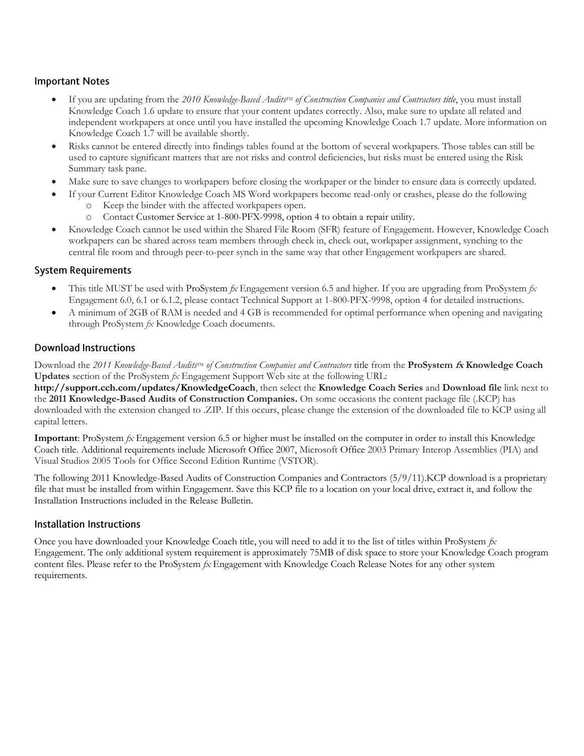## Important Notes

- If you are updating from the *2010 Knowledge-Based Audits™ of Construction Companies and Contractors title*, you must install Knowledge Coach 1.6 update to ensure that your content updates correctly. Also, make sure to update all related and independent workpapers at once until you have installed the upcoming Knowledge Coach 1.7 update. More information on Knowledge Coach 1.7 will be available shortly.
- Risks cannot be entered directly into findings tables found at the bottom of several workpapers. Those tables can still be used to capture significant matters that are not risks and control deficiencies, but risks must be entered using the Risk Summary task pane.
- Make sure to save changes to workpapers before closing the workpaper or the binder to ensure data is correctly updated.
- If your Current Editor Knowledge Coach MS Word workpapers become read-only or crashes, please do the following
  - Keep the binder with the affected workpapers open.
  - Contact Customer Service at 1-800-PFX-9998, option 4 to obtain a repair utility.
- Knowledge Coach cannot be used within the Shared File Room (SFR) feature of Engagement. However, Knowledge Coach workpapers can be shared across team members through check in, check out, workpaper assignment, synching to the central file room and through peer-to-peer synch in the same way that other Engagement workpapers are shared.

## System Requirements

- This title MUST be used with ProSystem *fx* Engagement version 6.5 and higher. If you are upgrading from ProSystem *fx* Engagement 6.0, 6.1 or 6.1.2, please contact Technical Support at 1-800-PFX-9998, option 4 for detailed instructions.
- A minimum of 2GB of RAM is needed and 4 GB is recommended for optimal performance when opening and navigating through ProSystem *fx* Knowledge Coach documents.

## Download Instructions

Download the *2011 Knowledge-Based Audits™ of Construction Companies and Contractors* title from the **ProSystem *fx* Knowledge Coach Updates** section of the ProSystem *fx* Engagement Support Web site at the following URL: **http://support.cch.com/updates/KnowledgeCoach**, then select the **Knowledge Coach Series** and **Download file** link next to the **2011 Knowledge-Based Audits of Construction Companies.** On some occasions the content package file (.KCP) has downloaded with the extension changed to .ZIP. If this occurs, please change the extension of the downloaded file to KCP using all capital letters.

**Important**: ProSystem *fx* Engagement version 6.5 or higher must be installed on the computer in order to install this Knowledge Coach title. Additional requirements include Microsoft Office 2007, Microsoft Office 2003 Primary Interop Assemblies (PIA) and Visual Studios 2005 Tools for Office Second Edition Runtime (VSTOR).

The following 2011 Knowledge-Based Audits of Construction Companies and Contractors (5/9/11).KCP download is a proprietary file that must be installed from within Engagement. Save this KCP file to a location on your local drive, extract it, and follow the Installation Instructions included in the Release Bulletin.

## Installation Instructions

Once you have downloaded your Knowledge Coach title, you will need to add it to the list of titles within ProSystem *fx* Engagement. The only additional system requirement is approximately 75MB of disk space to store your Knowledge Coach program content files. Please refer to the ProSystem *fx* Engagement with Knowledge Coach Release Notes for any other system requirements.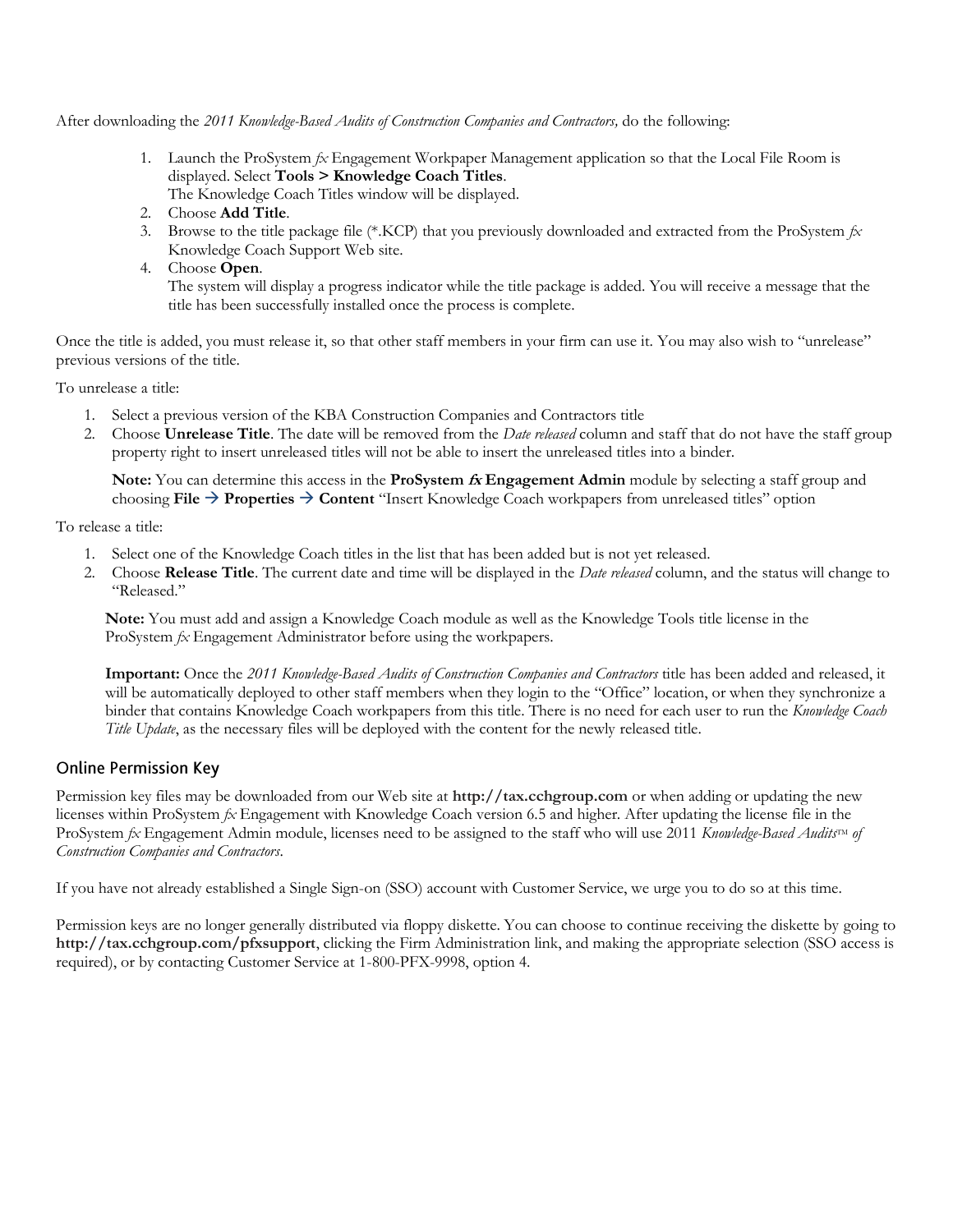After downloading the *2011 Knowledge-Based Audits of Construction Companies and Contractors,* do the following:

1. Launch the ProSystem *fx* Engagement Workpaper Management application so that the Local File Room is displayed. Select **Tools > Knowledge Coach Titles**.
   The Knowledge Coach Titles window will be displayed.
2. Choose **Add Title**.
3. Browse to the title package file (*.KCP) that you previously downloaded and extracted from the ProSystem *fx* Knowledge Coach Support Web site.
4. Choose **Open**.
   The system will display a progress indicator while the title package is added. You will receive a message that the title has been successfully installed once the process is complete.

Once the title is added, you must release it, so that other staff members in your firm can use it. You may also wish to "unrelease" previous versions of the title.

To unrelease a title:

1. Select a previous version of the KBA Construction Companies and Contractors title
2. Choose **Unrelease Title**. The date will be removed from the *Date released* column and staff that do not have the staff group property right to insert unreleased titles will not be able to insert the unreleased titles into a binder.

   **Note:** You can determine this access in the **ProSystem *fx* Engagement Admin** module by selecting a staff group and choosing **File → Properties → Content** "Insert Knowledge Coach workpapers from unreleased titles" option

To release a title:

1. Select one of the Knowledge Coach titles in the list that has been added but is not yet released.
2. Choose **Release Title**. The current date and time will be displayed in the *Date released* column, and the status will change to "Released."

   **Note:** You must add and assign a Knowledge Coach module as well as the Knowledge Tools title license in the ProSystem *fx* Engagement Administrator before using the workpapers.

   **Important:** Once the *2011 Knowledge-Based Audits of Construction Companies and Contractors* title has been added and released, it will be automatically deployed to other staff members when they login to the "Office" location, or when they synchronize a binder that contains Knowledge Coach workpapers from this title. There is no need for each user to run the *Knowledge Coach Title Update*, as the necessary files will be deployed with the content for the newly released title.

## Online Permission Key

Permission key files may be downloaded from our Web site at **http://tax.cchgroup.com** or when adding or updating the new licenses within ProSystem *fx* Engagement with Knowledge Coach version 6.5 and higher. After updating the license file in the ProSystem *fx* Engagement Admin module, licenses need to be assigned to the staff who will use 2011 *Knowledge-Based Audits™ of Construction Companies and Contractors*.

If you have not already established a Single Sign-on (SSO) account with Customer Service, we urge you to do so at this time.

Permission keys are no longer generally distributed via floppy diskette. You can choose to continue receiving the diskette by going to **http://tax.cchgroup.com/pfxsupport**, clicking the Firm Administration link, and making the appropriate selection (SSO access is required), or by contacting Customer Service at 1-800-PFX-9998, option 4.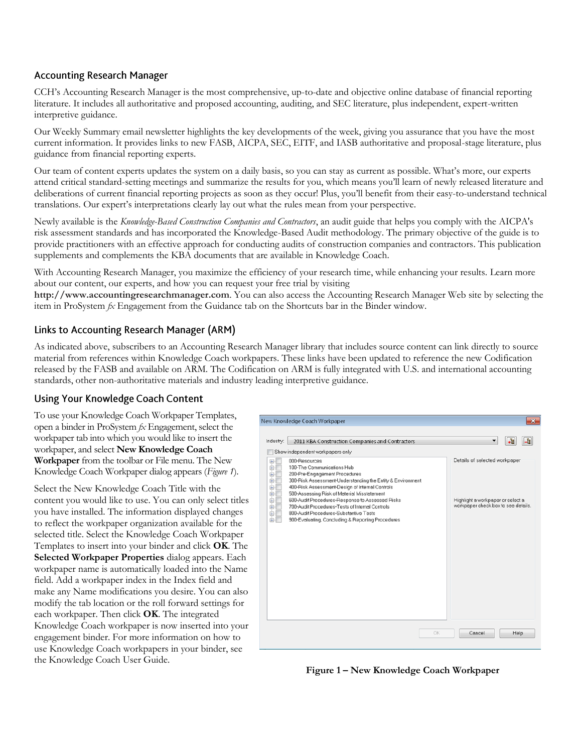## Accounting Research Manager

CCH's Accounting Research Manager is the most comprehensive, up-to-date and objective online database of financial reporting literature. It includes all authoritative and proposed accounting, auditing, and SEC literature, plus independent, expert-written interpretive guidance.

Our Weekly Summary email newsletter highlights the key developments of the week, giving you assurance that you have the most current information. It provides links to new FASB, AICPA, SEC, EITF, and IASB authoritative and proposal-stage literature, plus guidance from financial reporting experts.

Our team of content experts updates the system on a daily basis, so you can stay as current as possible. What's more, our experts attend critical standard-setting meetings and summarize the results for you, which means you'll learn of newly released literature and deliberations of current financial reporting projects as soon as they occur! Plus, you'll benefit from their easy-to-understand technical translations. Our expert's interpretations clearly lay out what the rules mean from your perspective.

Newly available is the *Knowledge-Based Construction Companies and Contractors*, an audit guide that helps you comply with the AICPA's risk assessment standards and has incorporated the Knowledge-Based Audit methodology. The primary objective of the guide is to provide practitioners with an effective approach for conducting audits of construction companies and contractors. This publication supplements and complements the KBA documents that are available in Knowledge Coach.

With Accounting Research Manager, you maximize the efficiency of your research time, while enhancing your results. Learn more about our content, our experts, and how you can request your free trial by visiting **http://www.accountingresearchmanager.com**. You can also access the Accounting Research Manager Web site by selecting the item in ProSystem *fx* Engagement from the Guidance tab on the Shortcuts bar in the Binder window.

## Links to Accounting Research Manager (ARM)

As indicated above, subscribers to an Accounting Research Manager library that includes source content can link directly to source material from references within Knowledge Coach workpapers. These links have been updated to reference the new Codification released by the FASB and available on ARM. The Codification on ARM is fully integrated with U.S. and international accounting standards, other non-authoritative materials and industry leading interpretive guidance.

## Using Your Knowledge Coach Content

To use your Knowledge Coach Workpaper Templates, open a binder in ProSystem *fx* Engagement, select the workpaper tab into which you would like to insert the workpaper, and select **New Knowledge Coach Workpaper** from the toolbar or File menu. The New Knowledge Coach Workpaper dialog appears (*Figure 1*).

Select the New Knowledge Coach Title with the content you would like to use. You can only select titles you have installed. The information displayed changes to reflect the workpaper organization available for the selected title. Select the Knowledge Coach Workpaper Templates to insert into your binder and click **OK**. The **Selected Workpaper Properties** dialog appears. Each workpaper name is automatically loaded into the Name field. Add a workpaper index in the Index field and make any Name modifications you desire. You can also modify the tab location or the roll forward settings for each workpaper. Then click **OK**. The integrated Knowledge Coach workpaper is now inserted into your engagement binder. For more information on how to use Knowledge Coach workpapers in your binder, see the Knowledge Coach User Guide.

**Figure 1 – New Knowledge Coach Workpaper**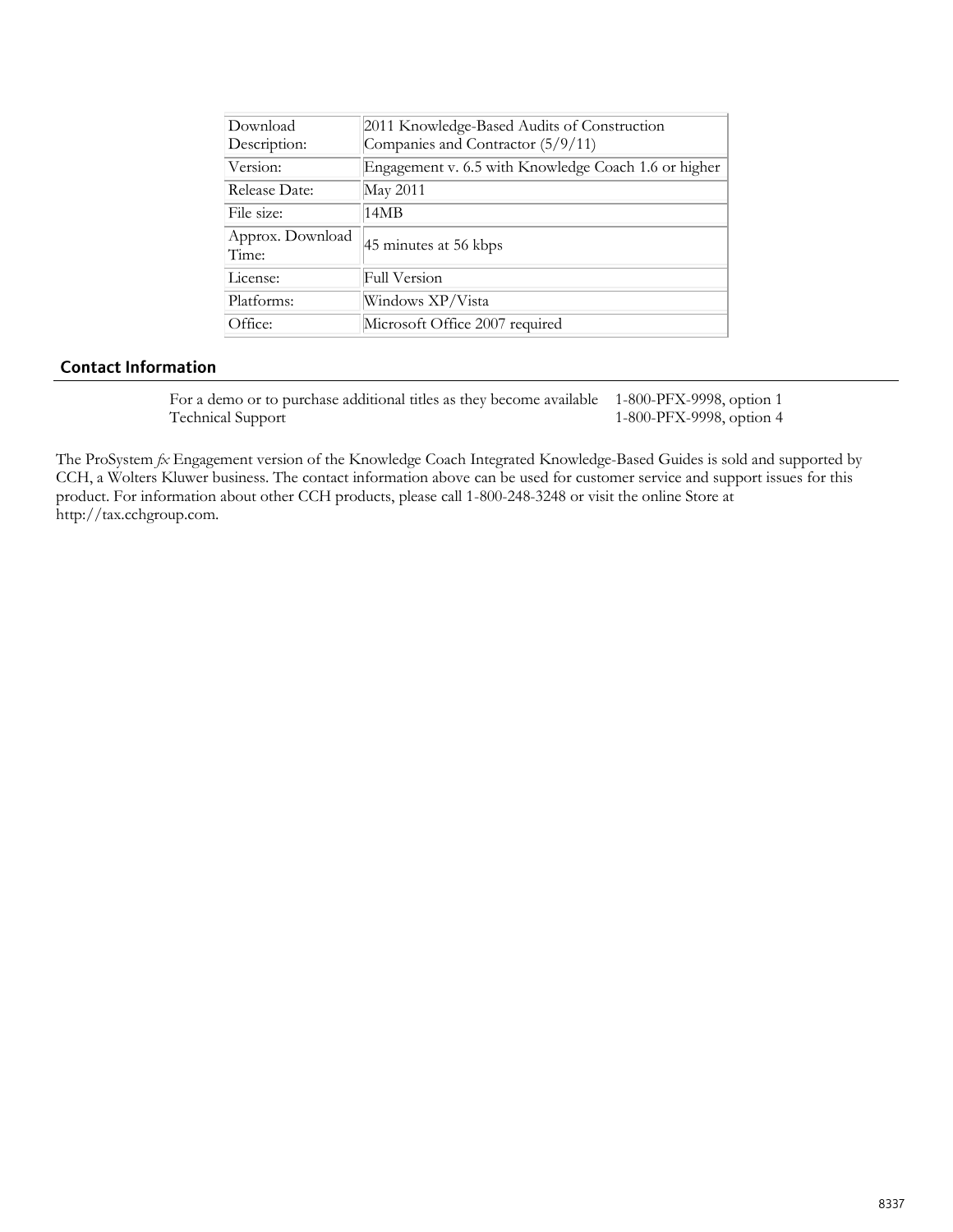| | |
|---|---|
| Download Description: | 2011 Knowledge-Based Audits of Construction Companies and Contractor (5/9/11) |
| Version: | Engagement v. 6.5 with Knowledge Coach 1.6 or higher |
| Release Date: | May 2011 |
| File size: | 14MB |
| Approx. Download Time: | 45 minutes at 56 kbps |
| License: | Full Version |
| Platforms: | Windows XP/Vista |
| Office: | Microsoft Office 2007 required |

## Contact Information

| | |
|---|---|
| For a demo or to purchase additional titles as they become available | 1-800-PFX-9998, option 1 |
| Technical Support | 1-800-PFX-9998, option 4 |

The ProSystem *fx* Engagement version of the Knowledge Coach Integrated Knowledge-Based Guides is sold and supported by CCH, a Wolters Kluwer business. The contact information above can be used for customer service and support issues for this product. For information about other CCH products, please call 1-800-248-3248 or visit the online Store at http://tax.cchgroup.com.